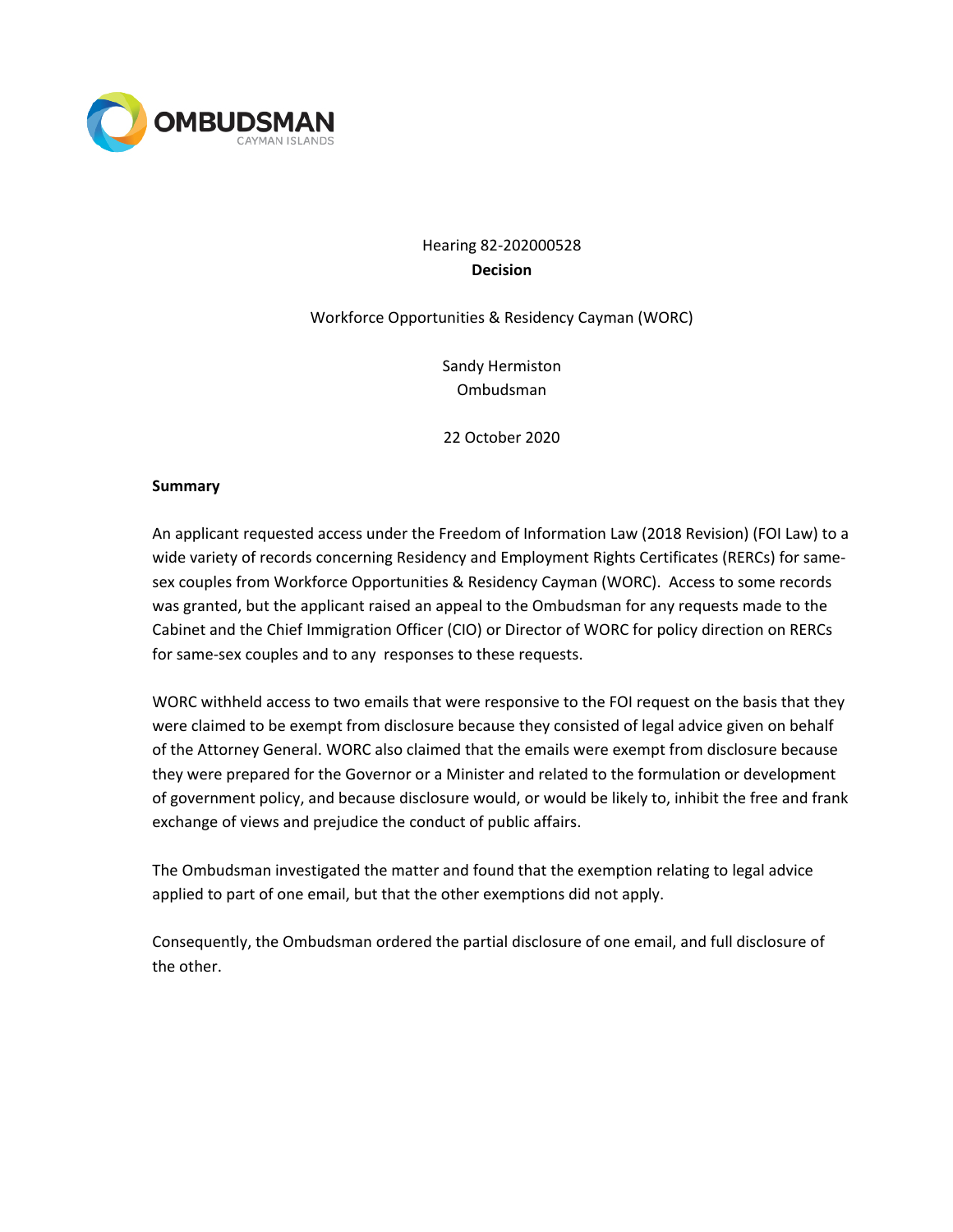OMBUDSMAN
CAYMAN ISLANDS

Hearing 82-202000528

**Decision**

Workforce Opportunities & Residency Cayman (WORC)

Sandy Hermiston
Ombudsman

22 October 2020

**Summary**

An applicant requested access under the Freedom of Information Law (2018 Revision) (FOI Law) to a wide variety of records concerning Residency and Employment Rights Certificates (RERCs) for same-sex couples from Workforce Opportunities & Residency Cayman (WORC). Access to some records was granted, but the applicant raised an appeal to the Ombudsman for any requests made to the Cabinet and the Chief Immigration Officer (CIO) or Director of WORC for policy direction on RERCs for same-sex couples and to any responses to these requests.

WORC withheld access to two emails that were responsive to the FOI request on the basis that they were claimed to be exempt from disclosure because they consisted of legal advice given on behalf of the Attorney General. WORC also claimed that the emails were exempt from disclosure because they were prepared for the Governor or a Minister and related to the formulation or development of government policy, and because disclosure would, or would be likely to, inhibit the free and frank exchange of views and prejudice the conduct of public affairs.

The Ombudsman investigated the matter and found that the exemption relating to legal advice applied to part of one email, but that the other exemptions did not apply.

Consequently, the Ombudsman ordered the partial disclosure of one email, and full disclosure of the other.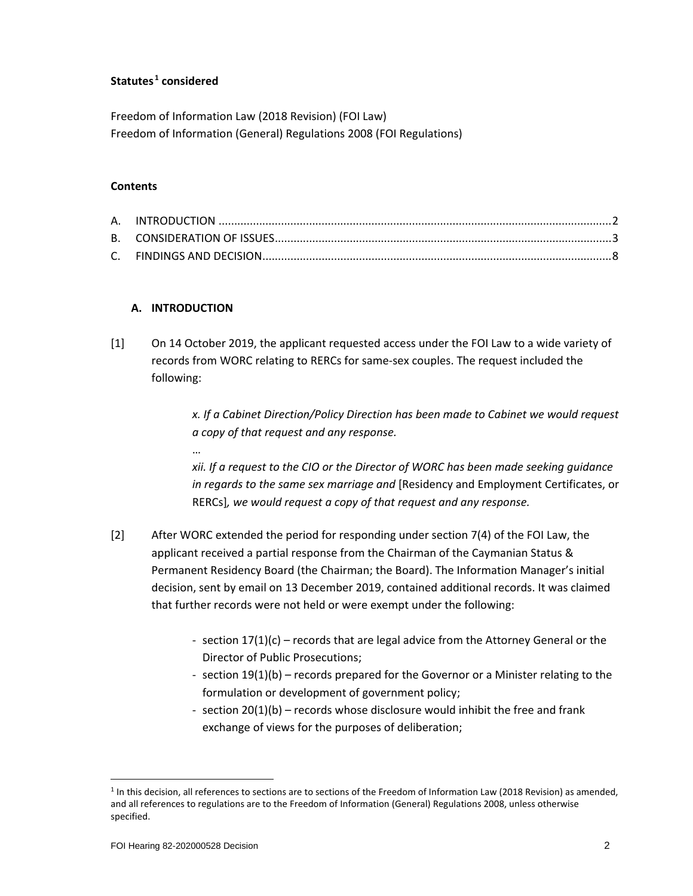**Statutes[1] considered**

Freedom of Information Law (2018 Revision) (FOI Law)
Freedom of Information (General) Regulations 2008 (FOI Regulations)

**Contents**

A. INTRODUCTION ........................................................................................................................... 2
B. CONSIDERATION OF ISSUES.......................................................................................................... 3
C. FINDINGS AND DECISION............................................................................................................. 8

## A. INTRODUCTION

[1] On 14 October 2019, the applicant requested access under the FOI Law to a wide variety of records from WORC relating to RERCs for same-sex couples. The request included the following:

> *x. If a Cabinet Direction/Policy Direction has been made to Cabinet we would request a copy of that request and any response.*
>
> …
>
> *xii. If a request to the CIO or the Director of WORC has been made seeking guidance in regards to the same sex marriage and* [Residency and Employment Certificates, or RERCs]*, we would request a copy of that request and any response.*

[2] After WORC extended the period for responding under section 7(4) of the FOI Law, the applicant received a partial response from the Chairman of the Caymanian Status & Permanent Residency Board (the Chairman; the Board). The Information Manager's initial decision, sent by email on 13 December 2019, contained additional records. It was claimed that further records were not held or were exempt under the following:

- section 17(1)(c) – records that are legal advice from the Attorney General or the Director of Public Prosecutions;
- section 19(1)(b) – records prepared for the Governor or a Minister relating to the formulation or development of government policy;
- section 20(1)(b) – records whose disclosure would inhibit the free and frank exchange of views for the purposes of deliberation;

[1] In this decision, all references to sections are to sections of the Freedom of Information Law (2018 Revision) as amended, and all references to regulations are to the Freedom of Information (General) Regulations 2008, unless otherwise specified.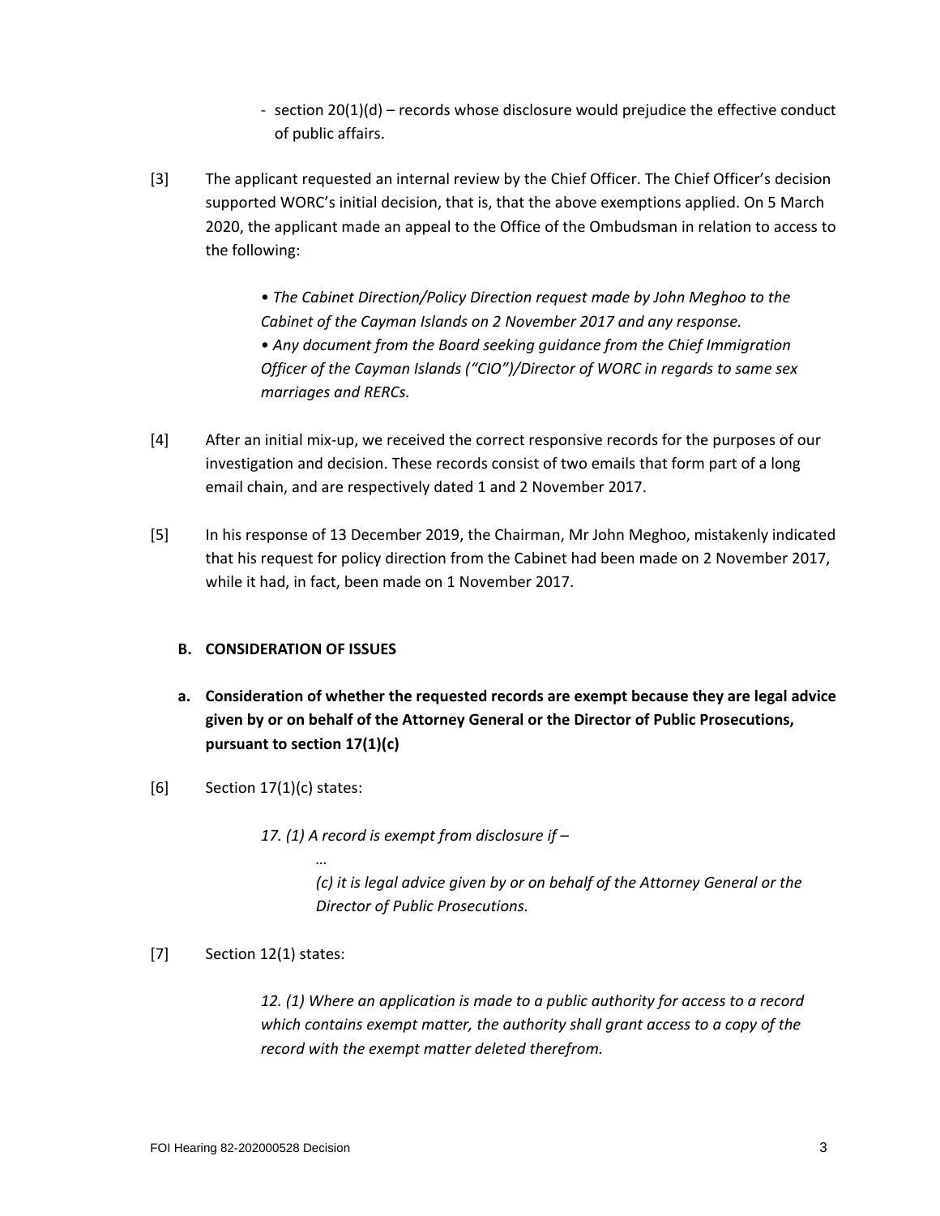- section 20(1)(d) – records whose disclosure would prejudice the effective conduct of public affairs.

[3] The applicant requested an internal review by the Chief Officer. The Chief Officer's decision supported WORC's initial decision, that is, that the above exemptions applied. On 5 March 2020, the applicant made an appeal to the Office of the Ombudsman in relation to access to the following:

> • *The Cabinet Direction/Policy Direction request made by John Meghoo to the Cabinet of the Cayman Islands on 2 November 2017 and any response.*
> • *Any document from the Board seeking guidance from the Chief Immigration Officer of the Cayman Islands ("CIO")/Director of WORC in regards to same sex marriages and RERCs.*

[4] After an initial mix-up, we received the correct responsive records for the purposes of our investigation and decision. These records consist of two emails that form part of a long email chain, and are respectively dated 1 and 2 November 2017.

[5] In his response of 13 December 2019, the Chairman, Mr John Meghoo, mistakenly indicated that his request for policy direction from the Cabinet had been made on 2 November 2017, while it had, in fact, been made on 1 November 2017.

## B. CONSIDERATION OF ISSUES

### a. Consideration of whether the requested records are exempt because they are legal advice given by or on behalf of the Attorney General or the Director of Public Prosecutions, pursuant to section 17(1)(c)

[6] Section 17(1)(c) states:

> *17. (1) A record is exempt from disclosure if –*
>
> *…*
>
> *(c) it is legal advice given by or on behalf of the Attorney General or the Director of Public Prosecutions.*

[7] Section 12(1) states:

> *12. (1) Where an application is made to a public authority for access to a record which contains exempt matter, the authority shall grant access to a copy of the record with the exempt matter deleted therefrom.*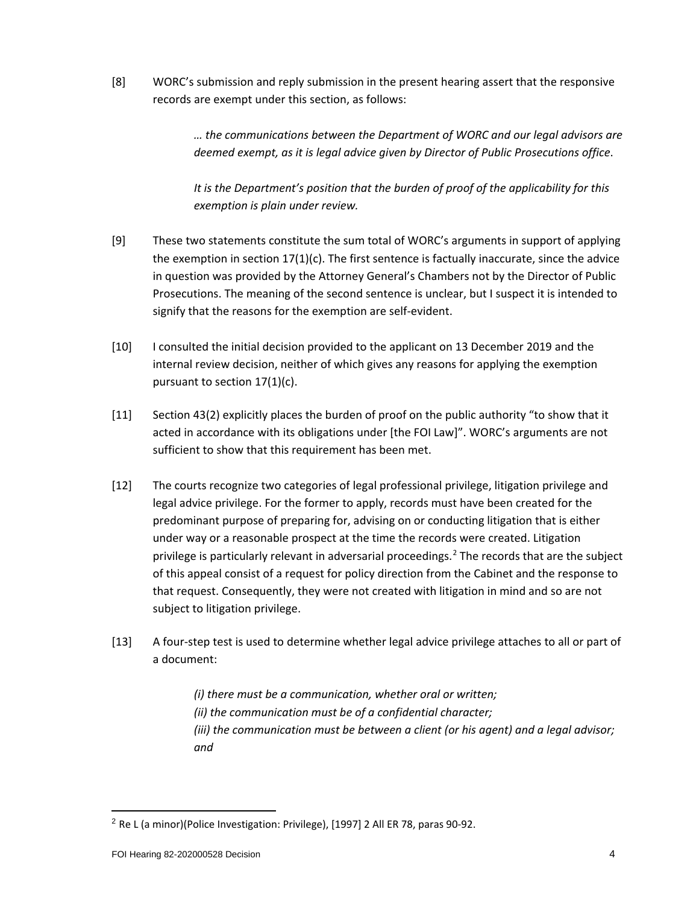[8] WORC's submission and reply submission in the present hearing assert that the responsive records are exempt under this section, as follows:

> *… the communications between the Department of WORC and our legal advisors are deemed exempt, as it is legal advice given by Director of Public Prosecutions office*.
>
> *It is the Department's position that the burden of proof of the applicability for this exemption is plain under review.*

[9] These two statements constitute the sum total of WORC's arguments in support of applying the exemption in section 17(1)(c). The first sentence is factually inaccurate, since the advice in question was provided by the Attorney General's Chambers not by the Director of Public Prosecutions. The meaning of the second sentence is unclear, but I suspect it is intended to signify that the reasons for the exemption are self-evident.

[10] I consulted the initial decision provided to the applicant on 13 December 2019 and the internal review decision, neither of which gives any reasons for applying the exemption pursuant to section 17(1)(c).

[11] Section 43(2) explicitly places the burden of proof on the public authority "to show that it acted in accordance with its obligations under [the FOI Law]". WORC's arguments are not sufficient to show that this requirement has been met.

[12] The courts recognize two categories of legal professional privilege, litigation privilege and legal advice privilege. For the former to apply, records must have been created for the predominant purpose of preparing for, advising on or conducting litigation that is either under way or a reasonable prospect at the time the records were created. Litigation privilege is particularly relevant in adversarial proceedings.[2] The records that are the subject of this appeal consist of a request for policy direction from the Cabinet and the response to that request. Consequently, they were not created with litigation in mind and so are not subject to litigation privilege.

[13] A four-step test is used to determine whether legal advice privilege attaches to all or part of a document:

> *(i) there must be a communication, whether oral or written;*
> *(ii) the communication must be of a confidential character;*
> *(iii) the communication must be between a client (or his agent) and a legal advisor; and*

---

[2] Re L (a minor)(Police Investigation: Privilege), [1997] 2 All ER 78, paras 90-92.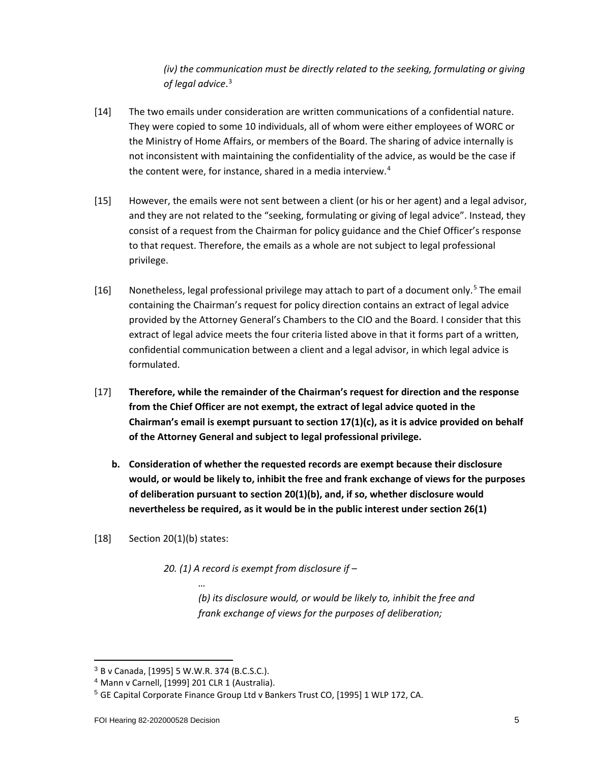*(iv) the communication must be directly related to the seeking, formulating or giving of legal advice*.[3]

[14] The two emails under consideration are written communications of a confidential nature. They were copied to some 10 individuals, all of whom were either employees of WORC or the Ministry of Home Affairs, or members of the Board. The sharing of advice internally is not inconsistent with maintaining the confidentiality of the advice, as would be the case if the content were, for instance, shared in a media interview.[4]

[15] However, the emails were not sent between a client (or his or her agent) and a legal advisor, and they are not related to the "seeking, formulating or giving of legal advice". Instead, they consist of a request from the Chairman for policy guidance and the Chief Officer's response to that request. Therefore, the emails as a whole are not subject to legal professional privilege.

[16] Nonetheless, legal professional privilege may attach to part of a document only.[5] The email containing the Chairman's request for policy direction contains an extract of legal advice provided by the Attorney General's Chambers to the CIO and the Board. I consider that this extract of legal advice meets the four criteria listed above in that it forms part of a written, confidential communication between a client and a legal advisor, in which legal advice is formulated.

[17] **Therefore, while the remainder of the Chairman's request for direction and the response from the Chief Officer are not exempt, the extract of legal advice quoted in the Chairman's email is exempt pursuant to section 17(1)(c), as it is advice provided on behalf of the Attorney General and subject to legal professional privilege.**

**b. Consideration of whether the requested records are exempt because their disclosure would, or would be likely to, inhibit the free and frank exchange of views for the purposes of deliberation pursuant to section 20(1)(b), and, if so, whether disclosure would nevertheless be required, as it would be in the public interest under section 26(1)**

[18] Section 20(1)(b) states:

> *20. (1) A record is exempt from disclosure if –*
>
> *…*
>
> *(b) its disclosure would, or would be likely to, inhibit the free and frank exchange of views for the purposes of deliberation;*

---

[3] B v Canada, [1995] 5 W.W.R. 374 (B.C.S.C.).

[4] Mann v Carnell, [1999] 201 CLR 1 (Australia).

[5] GE Capital Corporate Finance Group Ltd v Bankers Trust CO, [1995] 1 WLP 172, CA.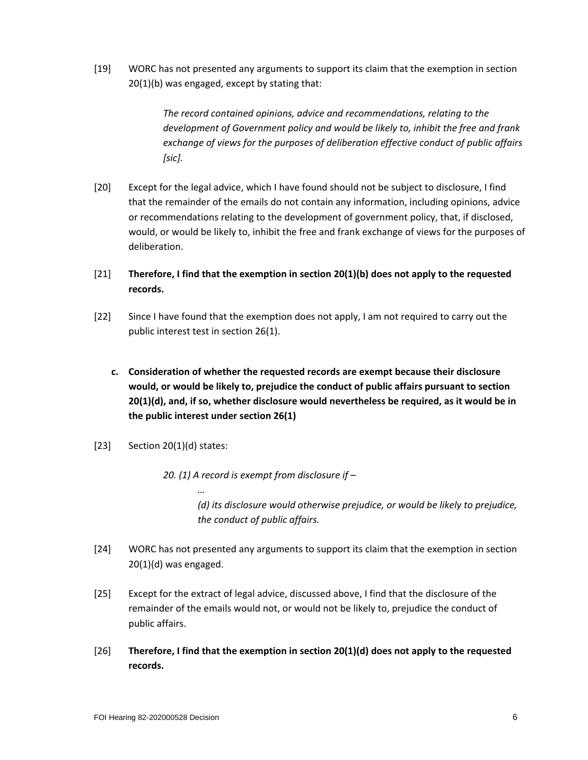[19] WORC has not presented any arguments to support its claim that the exemption in section 20(1)(b) was engaged, except by stating that:

> *The record contained opinions, advice and recommendations, relating to the development of Government policy and would be likely to, inhibit the free and frank exchange of views for the purposes of deliberation effective conduct of public affairs [sic].*

[20] Except for the legal advice, which I have found should not be subject to disclosure, I find that the remainder of the emails do not contain any information, including opinions, advice or recommendations relating to the development of government policy, that, if disclosed, would, or would be likely to, inhibit the free and frank exchange of views for the purposes of deliberation.

[21] **Therefore, I find that the exemption in section 20(1)(b) does not apply to the requested records.**

[22] Since I have found that the exemption does not apply, I am not required to carry out the public interest test in section 26(1).

**c. Consideration of whether the requested records are exempt because their disclosure would, or would be likely to, prejudice the conduct of public affairs pursuant to section 20(1)(d), and, if so, whether disclosure would nevertheless be required, as it would be in the public interest under section 26(1)**

[23] Section 20(1)(d) states:

> *20. (1) A record is exempt from disclosure if –*
>
> *…*
>
> *(d) its disclosure would otherwise prejudice, or would be likely to prejudice, the conduct of public affairs.*

[24] WORC has not presented any arguments to support its claim that the exemption in section 20(1)(d) was engaged.

[25] Except for the extract of legal advice, discussed above, I find that the disclosure of the remainder of the emails would not, or would not be likely to, prejudice the conduct of public affairs.

[26] **Therefore, I find that the exemption in section 20(1)(d) does not apply to the requested records.**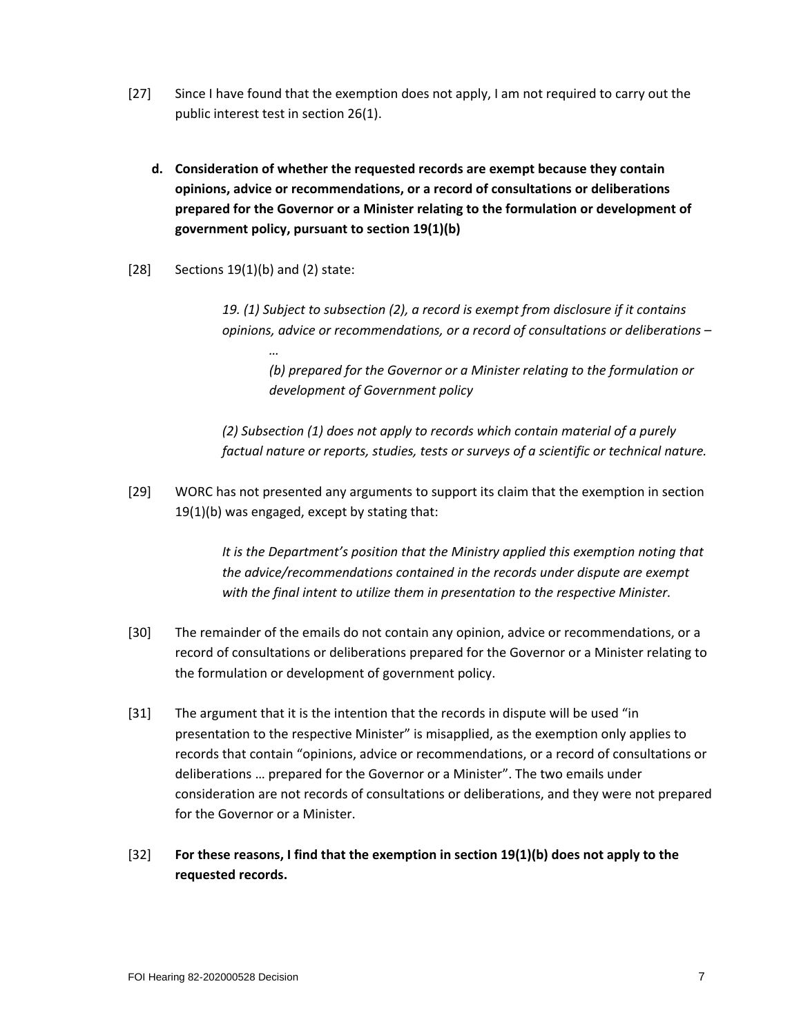[27] Since I have found that the exemption does not apply, I am not required to carry out the public interest test in section 26(1).

**d. Consideration of whether the requested records are exempt because they contain opinions, advice or recommendations, or a record of consultations or deliberations prepared for the Governor or a Minister relating to the formulation or development of government policy, pursuant to section 19(1)(b)**

[28] Sections 19(1)(b) and (2) state:

> *19. (1) Subject to subsection (2), a record is exempt from disclosure if it contains opinions, advice or recommendations, or a record of consultations or deliberations –*
>
> *…*
>
> *(b) prepared for the Governor or a Minister relating to the formulation or development of Government policy*
>
> *(2) Subsection (1) does not apply to records which contain material of a purely factual nature or reports, studies, tests or surveys of a scientific or technical nature.*

[29] WORC has not presented any arguments to support its claim that the exemption in section 19(1)(b) was engaged, except by stating that:

> *It is the Department's position that the Ministry applied this exemption noting that the advice/recommendations contained in the records under dispute are exempt with the final intent to utilize them in presentation to the respective Minister.*

[30] The remainder of the emails do not contain any opinion, advice or recommendations, or a record of consultations or deliberations prepared for the Governor or a Minister relating to the formulation or development of government policy.

[31] The argument that it is the intention that the records in dispute will be used "in presentation to the respective Minister" is misapplied, as the exemption only applies to records that contain "opinions, advice or recommendations, or a record of consultations or deliberations … prepared for the Governor or a Minister". The two emails under consideration are not records of consultations or deliberations, and they were not prepared for the Governor or a Minister.

[32] **For these reasons, I find that the exemption in section 19(1)(b) does not apply to the requested records.**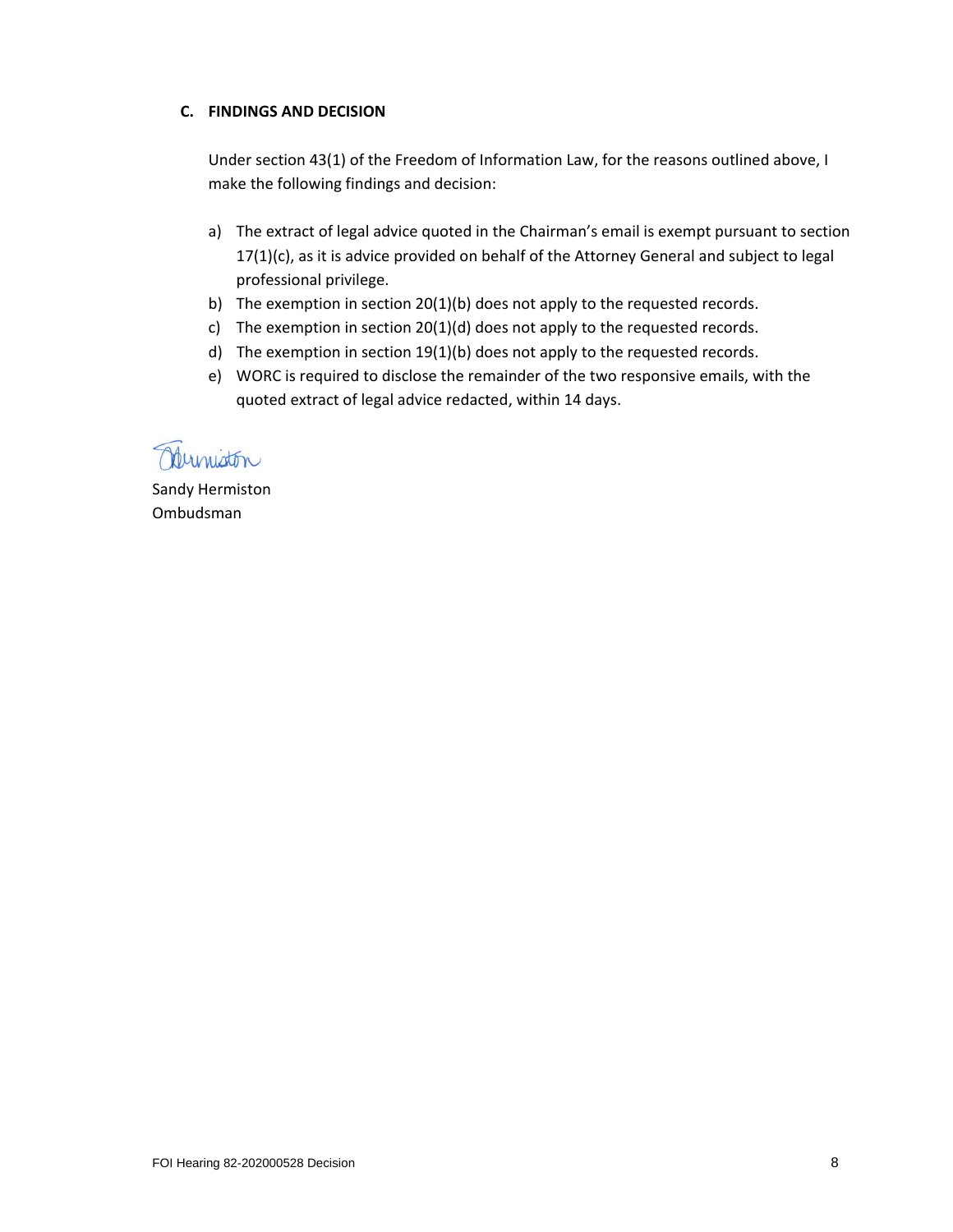## C. FINDINGS AND DECISION

Under section 43(1) of the Freedom of Information Law, for the reasons outlined above, I make the following findings and decision:

a) The extract of legal advice quoted in the Chairman's email is exempt pursuant to section 17(1)(c), as it is advice provided on behalf of the Attorney General and subject to legal professional privilege.
b) The exemption in section 20(1)(b) does not apply to the requested records.
c) The exemption in section 20(1)(d) does not apply to the requested records.
d) The exemption in section 19(1)(b) does not apply to the requested records.
e) WORC is required to disclose the remainder of the two responsive emails, with the quoted extract of legal advice redacted, within 14 days.

Sandy Hermiston
Ombudsman